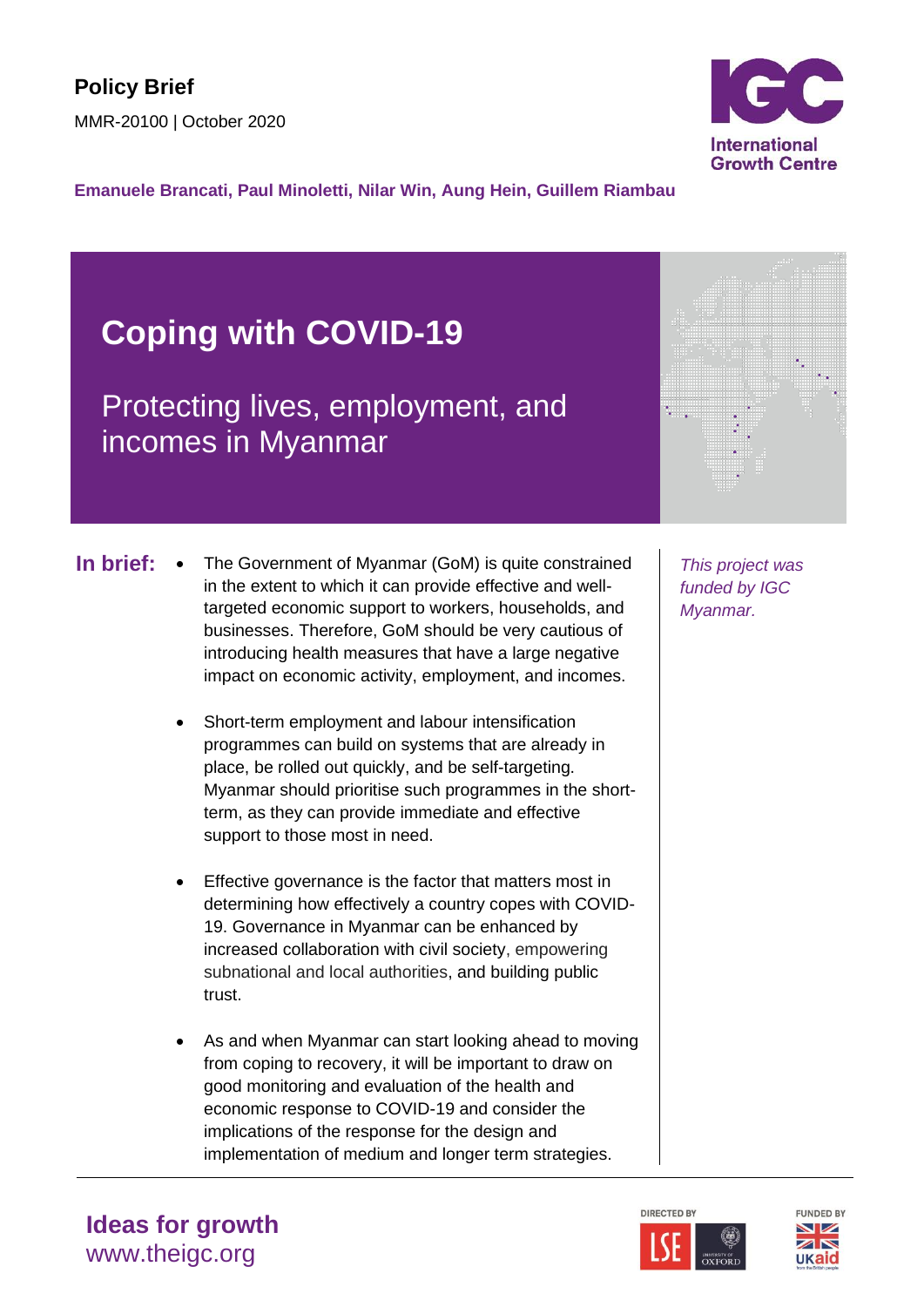**Policy Brief**

MMR-20100 | October 2020

**Emanuele Brancati, Paul Minoletti, Nilar Win, Aung Hein, Guillem Riambau**

# Coping with COVID-19

## Protecting lives, employment, and incomes in Myanmar

**In brief:**

- The Government of Myanmar (GoM) is quite constrained in the extent to which it can provide effective and well-targeted economic support to workers, households, and businesses. Therefore, GoM should be very cautious of introducing health measures that have a large negative impact on economic activity, employment, and incomes.

- Short-term employment and labour intensification programmes can build on systems that are already in place, be rolled out quickly, and be self-targeting. Myanmar should prioritise such programmes in the short-term, as they can provide immediate and effective support to those most in need.

- Effective governance is the factor that matters most in determining how effectively a country copes with COVID-19. Governance in Myanmar can be enhanced by increased collaboration with civil society, empowering subnational and local authorities, and building public trust.

- As and when Myanmar can start looking ahead to moving from coping to recovery, it will be important to draw on good monitoring and evaluation of the health and economic response to COVID-19 and consider the implications of the response for the design and implementation of medium and longer term strategies.

*This project was funded by IGC Myanmar.*

**Ideas for growth**
www.theigc.org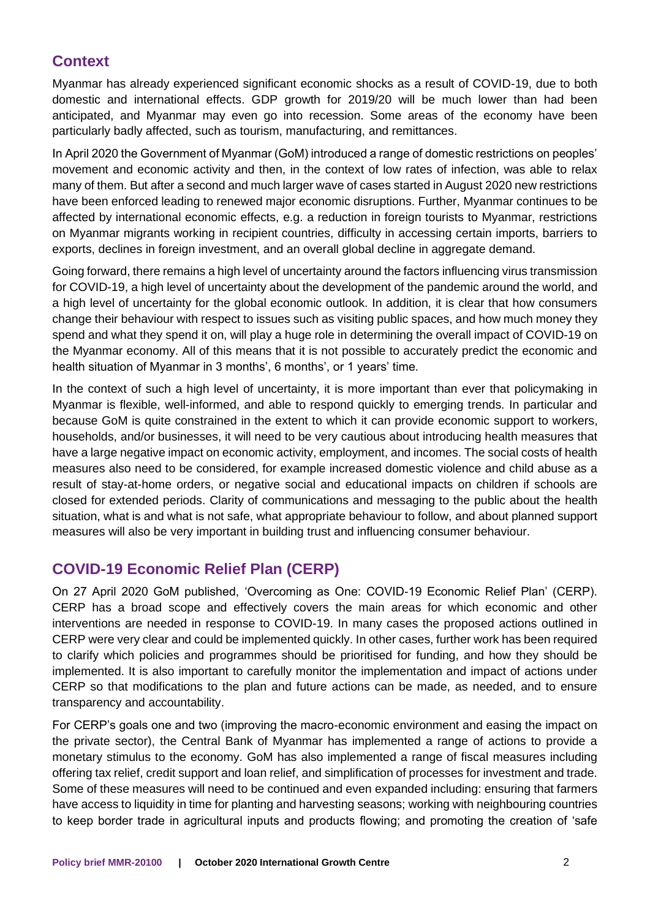## Context

Myanmar has already experienced significant economic shocks as a result of COVID-19, due to both domestic and international effects. GDP growth for 2019/20 will be much lower than had been anticipated, and Myanmar may even go into recession. Some areas of the economy have been particularly badly affected, such as tourism, manufacturing, and remittances.

In April 2020 the Government of Myanmar (GoM) introduced a range of domestic restrictions on peoples' movement and economic activity and then, in the context of low rates of infection, was able to relax many of them. But after a second and much larger wave of cases started in August 2020 new restrictions have been enforced leading to renewed major economic disruptions. Further, Myanmar continues to be affected by international economic effects, e.g. a reduction in foreign tourists to Myanmar, restrictions on Myanmar migrants working in recipient countries, difficulty in accessing certain imports, barriers to exports, declines in foreign investment, and an overall global decline in aggregate demand.

Going forward, there remains a high level of uncertainty around the factors influencing virus transmission for COVID-19, a high level of uncertainty about the development of the pandemic around the world, and a high level of uncertainty for the global economic outlook. In addition, it is clear that how consumers change their behaviour with respect to issues such as visiting public spaces, and how much money they spend and what they spend it on, will play a huge role in determining the overall impact of COVID-19 on the Myanmar economy. All of this means that it is not possible to accurately predict the economic and health situation of Myanmar in 3 months', 6 months', or 1 years' time.

In the context of such a high level of uncertainty, it is more important than ever that policymaking in Myanmar is flexible, well-informed, and able to respond quickly to emerging trends. In particular and because GoM is quite constrained in the extent to which it can provide economic support to workers, households, and/or businesses, it will need to be very cautious about introducing health measures that have a large negative impact on economic activity, employment, and incomes. The social costs of health measures also need to be considered, for example increased domestic violence and child abuse as a result of stay-at-home orders, or negative social and educational impacts on children if schools are closed for extended periods. Clarity of communications and messaging to the public about the health situation, what is and what is not safe, what appropriate behaviour to follow, and about planned support measures will also be very important in building trust and influencing consumer behaviour.

## COVID-19 Economic Relief Plan (CERP)

On 27 April 2020 GoM published, 'Overcoming as One: COVID-19 Economic Relief Plan' (CERP). CERP has a broad scope and effectively covers the main areas for which economic and other interventions are needed in response to COVID-19. In many cases the proposed actions outlined in CERP were very clear and could be implemented quickly. In other cases, further work has been required to clarify which policies and programmes should be prioritised for funding, and how they should be implemented. It is also important to carefully monitor the implementation and impact of actions under CERP so that modifications to the plan and future actions can be made, as needed, and to ensure transparency and accountability.

For CERP's goals one and two (improving the macro-economic environment and easing the impact on the private sector), the Central Bank of Myanmar has implemented a range of actions to provide a monetary stimulus to the economy. GoM has also implemented a range of fiscal measures including offering tax relief, credit support and loan relief, and simplification of processes for investment and trade. Some of these measures will need to be continued and even expanded including: ensuring that farmers have access to liquidity in time for planting and harvesting seasons; working with neighbouring countries to keep border trade in agricultural inputs and products flowing; and promoting the creation of 'safe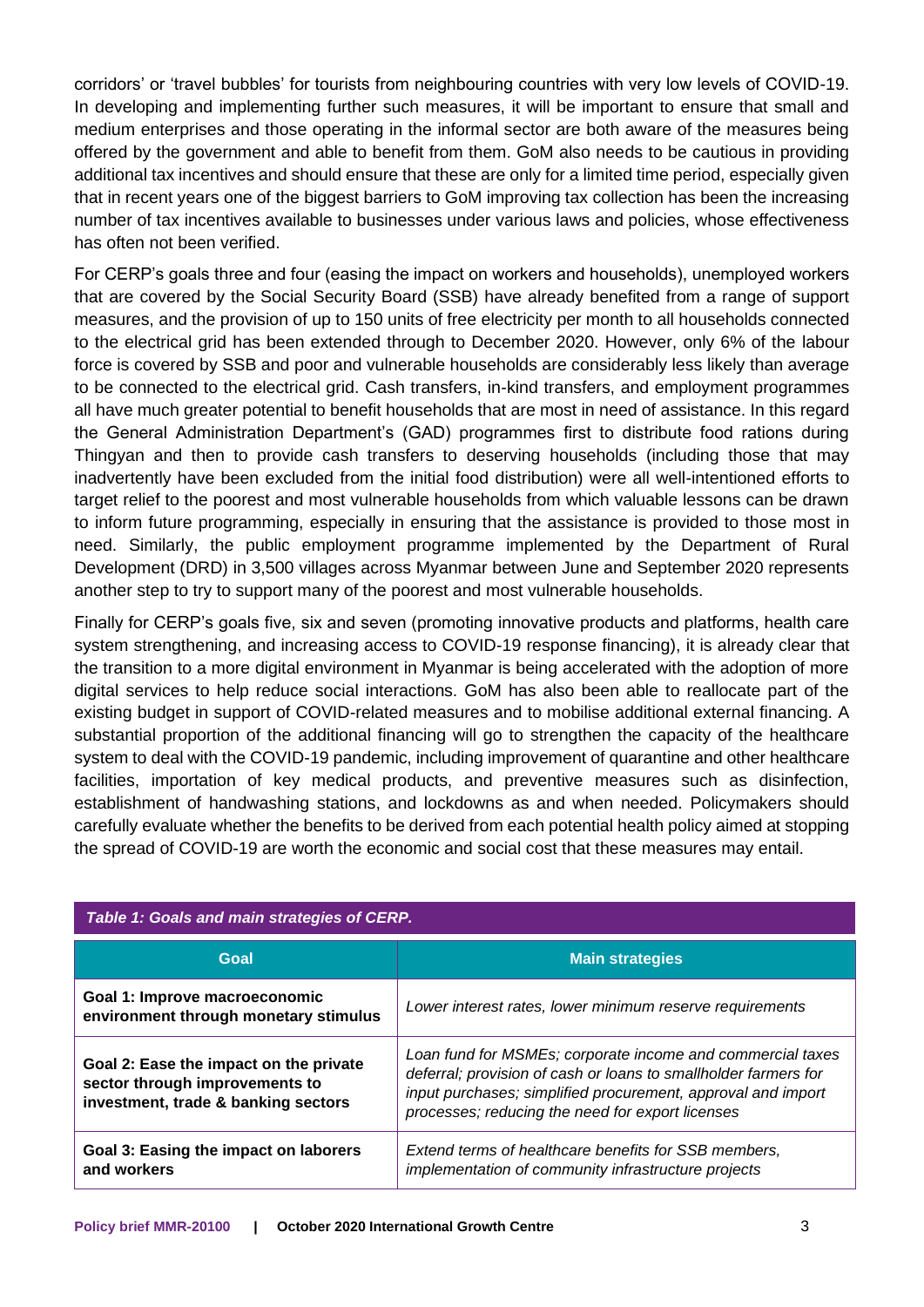corridors' or 'travel bubbles' for tourists from neighbouring countries with very low levels of COVID-19. In developing and implementing further such measures, it will be important to ensure that small and medium enterprises and those operating in the informal sector are both aware of the measures being offered by the government and able to benefit from them. GoM also needs to be cautious in providing additional tax incentives and should ensure that these are only for a limited time period, especially given that in recent years one of the biggest barriers to GoM improving tax collection has been the increasing number of tax incentives available to businesses under various laws and policies, whose effectiveness has often not been verified.

For CERP's goals three and four (easing the impact on workers and households), unemployed workers that are covered by the Social Security Board (SSB) have already benefited from a range of support measures, and the provision of up to 150 units of free electricity per month to all households connected to the electrical grid has been extended through to December 2020. However, only 6% of the labour force is covered by SSB and poor and vulnerable households are considerably less likely than average to be connected to the electrical grid. Cash transfers, in-kind transfers, and employment programmes all have much greater potential to benefit households that are most in need of assistance. In this regard the General Administration Department's (GAD) programmes first to distribute food rations during Thingyan and then to provide cash transfers to deserving households (including those that may inadvertently have been excluded from the initial food distribution) were all well-intentioned efforts to target relief to the poorest and most vulnerable households from which valuable lessons can be drawn to inform future programming, especially in ensuring that the assistance is provided to those most in need. Similarly, the public employment programme implemented by the Department of Rural Development (DRD) in 3,500 villages across Myanmar between June and September 2020 represents another step to try to support many of the poorest and most vulnerable households.

Finally for CERP's goals five, six and seven (promoting innovative products and platforms, health care system strengthening, and increasing access to COVID-19 response financing), it is already clear that the transition to a more digital environment in Myanmar is being accelerated with the adoption of more digital services to help reduce social interactions. GoM has also been able to reallocate part of the existing budget in support of COVID-related measures and to mobilise additional external financing. A substantial proportion of the additional financing will go to strengthen the capacity of the healthcare system to deal with the COVID-19 pandemic, including improvement of quarantine and other healthcare facilities, importation of key medical products, and preventive measures such as disinfection, establishment of handwashing stations, and lockdowns as and when needed. Policymakers should carefully evaluate whether the benefits to be derived from each potential health policy aimed at stopping the spread of COVID-19 are worth the economic and social cost that these measures may entail.

*Table 1: Goals and main strategies of CERP.*

| Goal | Main strategies |
|---|---|
| **Goal 1: Improve macroeconomic environment through monetary stimulus** | *Lower interest rates, lower minimum reserve requirements* |
| **Goal 2: Ease the impact on the private sector through improvements to investment, trade & banking sectors** | *Loan fund for MSMEs; corporate income and commercial taxes deferral; provision of cash or loans to smallholder farmers for input purchases; simplified procurement, approval and import processes; reducing the need for export licenses* |
| **Goal 3: Easing the impact on laborers and workers** | *Extend terms of healthcare benefits for SSB members, implementation of community infrastructure projects* |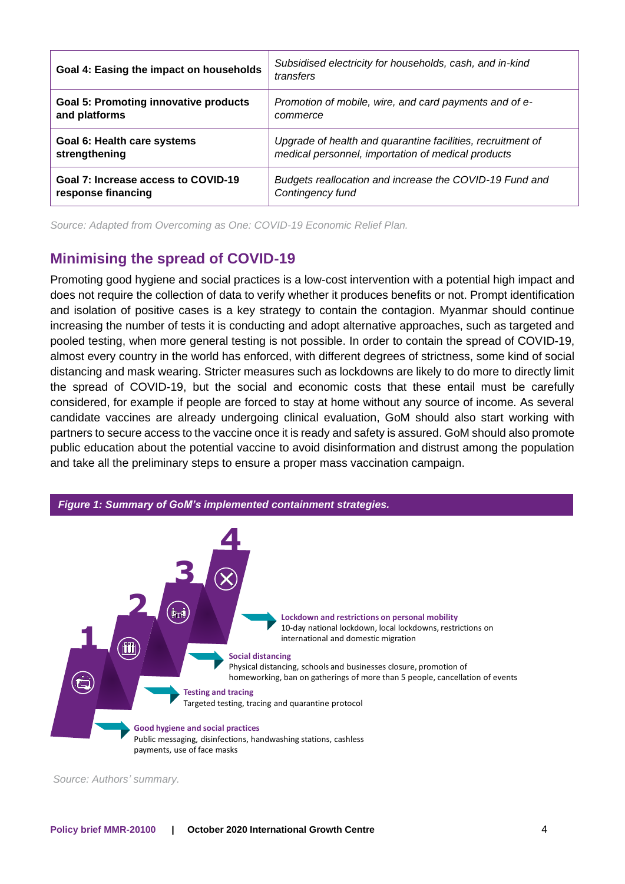| Goal 4: Easing the impact on households | Subsidised electricity for households, cash, and in-kind transfers |
|---|---|
| **Goal 5: Promoting innovative products and platforms** | *Promotion of mobile, wire, and card payments and of e-commerce* |
| **Goal 6: Health care systems strengthening** | *Upgrade of health and quarantine facilities, recruitment of medical personnel, importation of medical products* |
| **Goal 7: Increase access to COVID-19 response financing** | *Budgets reallocation and increase the COVID-19 Fund and Contingency fund* |

*Source: Adapted from Overcoming as One: COVID-19 Economic Relief Plan.*

## Minimising the spread of COVID-19

Promoting good hygiene and social practices is a low-cost intervention with a potential high impact and does not require the collection of data to verify whether it produces benefits or not. Prompt identification and isolation of positive cases is a key strategy to contain the contagion. Myanmar should continue increasing the number of tests it is conducting and adopt alternative approaches, such as targeted and pooled testing, when more general testing is not possible. In order to contain the spread of COVID-19, almost every country in the world has enforced, with different degrees of strictness, some kind of social distancing and mask wearing. Stricter measures such as lockdowns are likely to do more to directly limit the spread of COVID-19, but the social and economic costs that these entail must be carefully considered, for example if people are forced to stay at home without any source of income. As several candidate vaccines are already undergoing clinical evaluation, GoM should also start working with partners to secure access to the vaccine once it is ready and safety is assured. GoM should also promote public education about the potential vaccine to avoid disinformation and distrust among the population and take all the preliminary steps to ensure a proper mass vaccination campaign.

***Figure 1: Summary of GoM's implemented containment strategies.***

4 — **Lockdown and restrictions on personal mobility**
10-day national lockdown, local lockdowns, restrictions on international and domestic migration

3 — **Social distancing**
Physical distancing, schools and businesses closure, promotion of homeworking, ban on gatherings of more than 5 people, cancellation of events

2 — **Testing and tracing**
Targeted testing, tracing and quarantine protocol

1 — **Good hygiene and social practices**
Public messaging, disinfections, handwashing stations, cashless payments, use of face masks

*Source: Authors' summary.*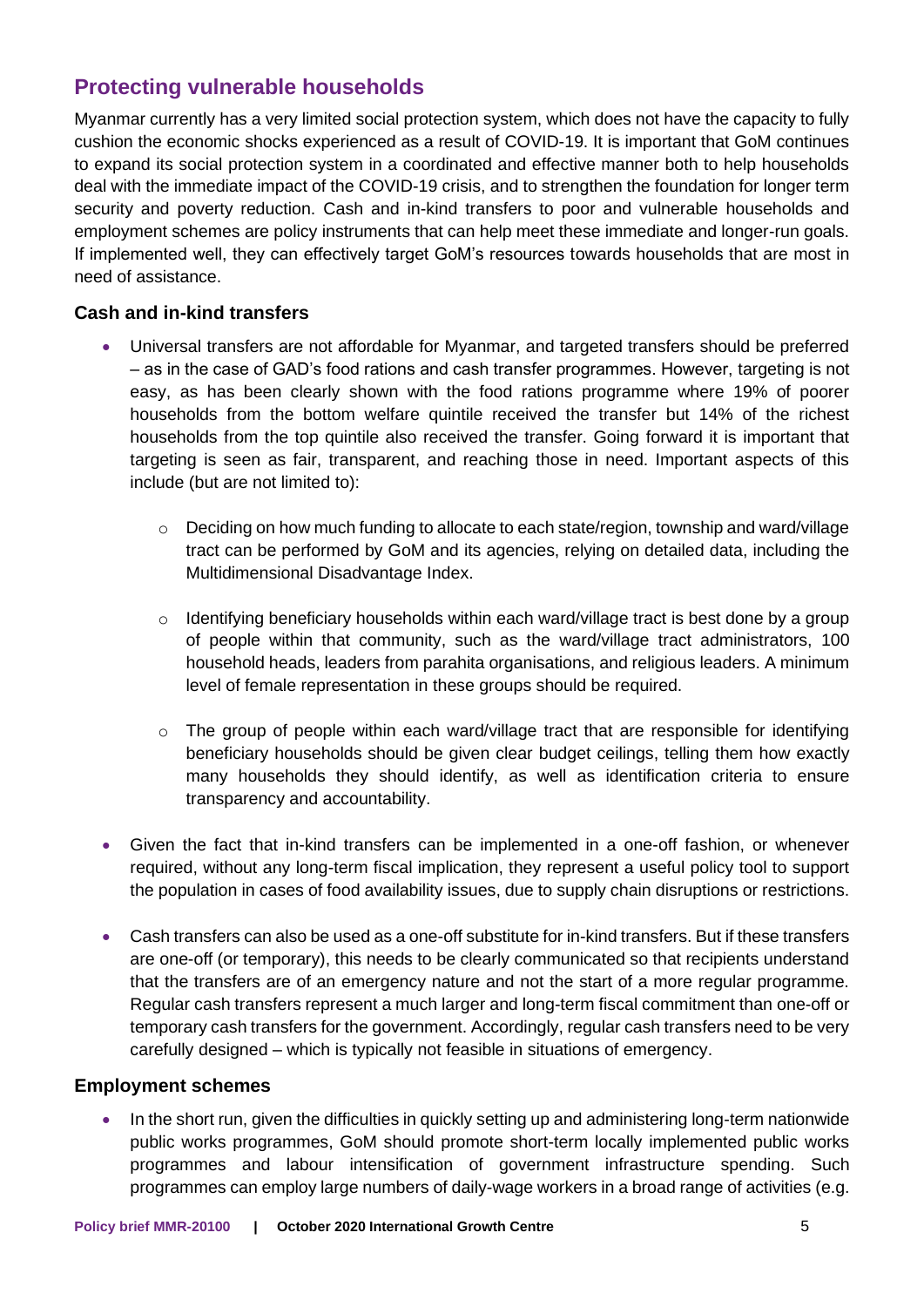## Protecting vulnerable households

Myanmar currently has a very limited social protection system, which does not have the capacity to fully cushion the economic shocks experienced as a result of COVID-19. It is important that GoM continues to expand its social protection system in a coordinated and effective manner both to help households deal with the immediate impact of the COVID-19 crisis, and to strengthen the foundation for longer term security and poverty reduction. Cash and in-kind transfers to poor and vulnerable households and employment schemes are policy instruments that can help meet these immediate and longer-run goals. If implemented well, they can effectively target GoM's resources towards households that are most in need of assistance.

### Cash and in-kind transfers

- Universal transfers are not affordable for Myanmar, and targeted transfers should be preferred – as in the case of GAD's food rations and cash transfer programmes. However, targeting is not easy, as has been clearly shown with the food rations programme where 19% of poorer households from the bottom welfare quintile received the transfer but 14% of the richest households from the top quintile also received the transfer. Going forward it is important that targeting is seen as fair, transparent, and reaching those in need. Important aspects of this include (but are not limited to):
  - Deciding on how much funding to allocate to each state/region, township and ward/village tract can be performed by GoM and its agencies, relying on detailed data, including the Multidimensional Disadvantage Index.
  - Identifying beneficiary households within each ward/village tract is best done by a group of people within that community, such as the ward/village tract administrators, 100 household heads, leaders from parahita organisations, and religious leaders. A minimum level of female representation in these groups should be required.
  - The group of people within each ward/village tract that are responsible for identifying beneficiary households should be given clear budget ceilings, telling them how exactly many households they should identify, as well as identification criteria to ensure transparency and accountability.
- Given the fact that in-kind transfers can be implemented in a one-off fashion, or whenever required, without any long-term fiscal implication, they represent a useful policy tool to support the population in cases of food availability issues, due to supply chain disruptions or restrictions.
- Cash transfers can also be used as a one-off substitute for in-kind transfers. But if these transfers are one-off (or temporary), this needs to be clearly communicated so that recipients understand that the transfers are of an emergency nature and not the start of a more regular programme. Regular cash transfers represent a much larger and long-term fiscal commitment than one-off or temporary cash transfers for the government. Accordingly, regular cash transfers need to be very carefully designed – which is typically not feasible in situations of emergency.

### Employment schemes

- In the short run, given the difficulties in quickly setting up and administering long-term nationwide public works programmes, GoM should promote short-term locally implemented public works programmes and labour intensification of government infrastructure spending. Such programmes can employ large numbers of daily-wage workers in a broad range of activities (e.g.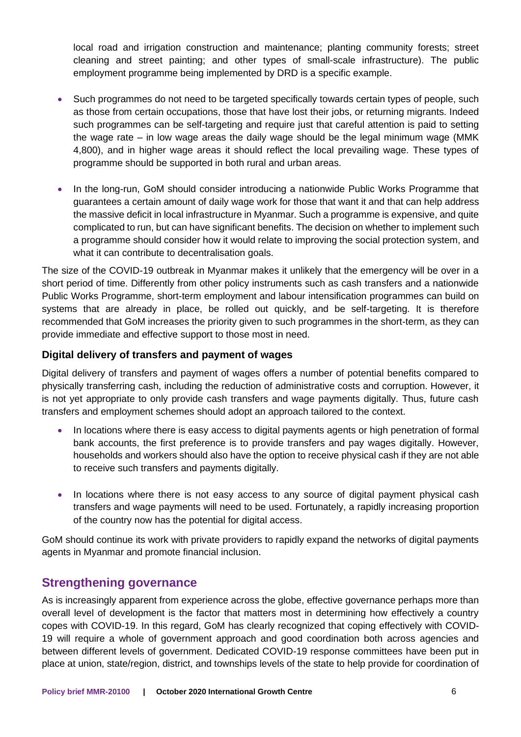local road and irrigation construction and maintenance; planting community forests; street cleaning and street painting; and other types of small-scale infrastructure). The public employment programme being implemented by DRD is a specific example.

- Such programmes do not need to be targeted specifically towards certain types of people, such as those from certain occupations, those that have lost their jobs, or returning migrants. Indeed such programmes can be self-targeting and require just that careful attention is paid to setting the wage rate – in low wage areas the daily wage should be the legal minimum wage (MMK 4,800), and in higher wage areas it should reflect the local prevailing wage. These types of programme should be supported in both rural and urban areas.

- In the long-run, GoM should consider introducing a nationwide Public Works Programme that guarantees a certain amount of daily wage work for those that want it and that can help address the massive deficit in local infrastructure in Myanmar. Such a programme is expensive, and quite complicated to run, but can have significant benefits. The decision on whether to implement such a programme should consider how it would relate to improving the social protection system, and what it can contribute to decentralisation goals.

The size of the COVID-19 outbreak in Myanmar makes it unlikely that the emergency will be over in a short period of time. Differently from other policy instruments such as cash transfers and a nationwide Public Works Programme, short-term employment and labour intensification programmes can build on systems that are already in place, be rolled out quickly, and be self-targeting. It is therefore recommended that GoM increases the priority given to such programmes in the short-term, as they can provide immediate and effective support to those most in need.

### Digital delivery of transfers and payment of wages

Digital delivery of transfers and payment of wages offers a number of potential benefits compared to physically transferring cash, including the reduction of administrative costs and corruption. However, it is not yet appropriate to only provide cash transfers and wage payments digitally. Thus, future cash transfers and employment schemes should adopt an approach tailored to the context.

- In locations where there is easy access to digital payments agents or high penetration of formal bank accounts, the first preference is to provide transfers and pay wages digitally. However, households and workers should also have the option to receive physical cash if they are not able to receive such transfers and payments digitally.

- In locations where there is not easy access to any source of digital payment physical cash transfers and wage payments will need to be used. Fortunately, a rapidly increasing proportion of the country now has the potential for digital access.

GoM should continue its work with private providers to rapidly expand the networks of digital payments agents in Myanmar and promote financial inclusion.

## Strengthening governance

As is increasingly apparent from experience across the globe, effective governance perhaps more than overall level of development is the factor that matters most in determining how effectively a country copes with COVID-19. In this regard, GoM has clearly recognized that coping effectively with COVID-19 will require a whole of government approach and good coordination both across agencies and between different levels of government. Dedicated COVID-19 response committees have been put in place at union, state/region, district, and townships levels of the state to help provide for coordination of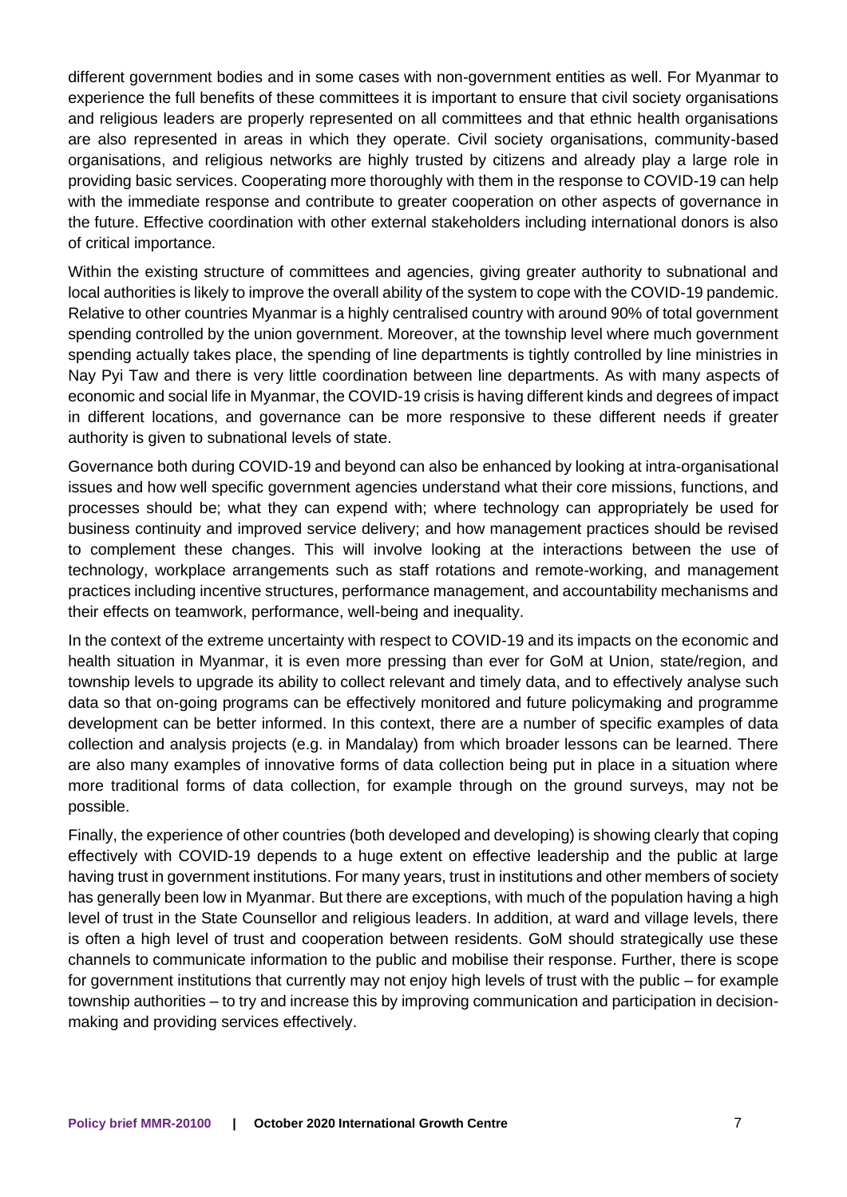different government bodies and in some cases with non-government entities as well. For Myanmar to experience the full benefits of these committees it is important to ensure that civil society organisations and religious leaders are properly represented on all committees and that ethnic health organisations are also represented in areas in which they operate. Civil society organisations, community-based organisations, and religious networks are highly trusted by citizens and already play a large role in providing basic services. Cooperating more thoroughly with them in the response to COVID-19 can help with the immediate response and contribute to greater cooperation on other aspects of governance in the future. Effective coordination with other external stakeholders including international donors is also of critical importance.

Within the existing structure of committees and agencies, giving greater authority to subnational and local authorities is likely to improve the overall ability of the system to cope with the COVID-19 pandemic. Relative to other countries Myanmar is a highly centralised country with around 90% of total government spending controlled by the union government. Moreover, at the township level where much government spending actually takes place, the spending of line departments is tightly controlled by line ministries in Nay Pyi Taw and there is very little coordination between line departments. As with many aspects of economic and social life in Myanmar, the COVID-19 crisis is having different kinds and degrees of impact in different locations, and governance can be more responsive to these different needs if greater authority is given to subnational levels of state.

Governance both during COVID-19 and beyond can also be enhanced by looking at intra-organisational issues and how well specific government agencies understand what their core missions, functions, and processes should be; what they can expend with; where technology can appropriately be used for business continuity and improved service delivery; and how management practices should be revised to complement these changes. This will involve looking at the interactions between the use of technology, workplace arrangements such as staff rotations and remote-working, and management practices including incentive structures, performance management, and accountability mechanisms and their effects on teamwork, performance, well-being and inequality.

In the context of the extreme uncertainty with respect to COVID-19 and its impacts on the economic and health situation in Myanmar, it is even more pressing than ever for GoM at Union, state/region, and township levels to upgrade its ability to collect relevant and timely data, and to effectively analyse such data so that on-going programs can be effectively monitored and future policymaking and programme development can be better informed. In this context, there are a number of specific examples of data collection and analysis projects (e.g. in Mandalay) from which broader lessons can be learned. There are also many examples of innovative forms of data collection being put in place in a situation where more traditional forms of data collection, for example through on the ground surveys, may not be possible.

Finally, the experience of other countries (both developed and developing) is showing clearly that coping effectively with COVID-19 depends to a huge extent on effective leadership and the public at large having trust in government institutions. For many years, trust in institutions and other members of society has generally been low in Myanmar. But there are exceptions, with much of the population having a high level of trust in the State Counsellor and religious leaders. In addition, at ward and village levels, there is often a high level of trust and cooperation between residents. GoM should strategically use these channels to communicate information to the public and mobilise their response. Further, there is scope for government institutions that currently may not enjoy high levels of trust with the public – for example township authorities – to try and increase this by improving communication and participation in decision-making and providing services effectively.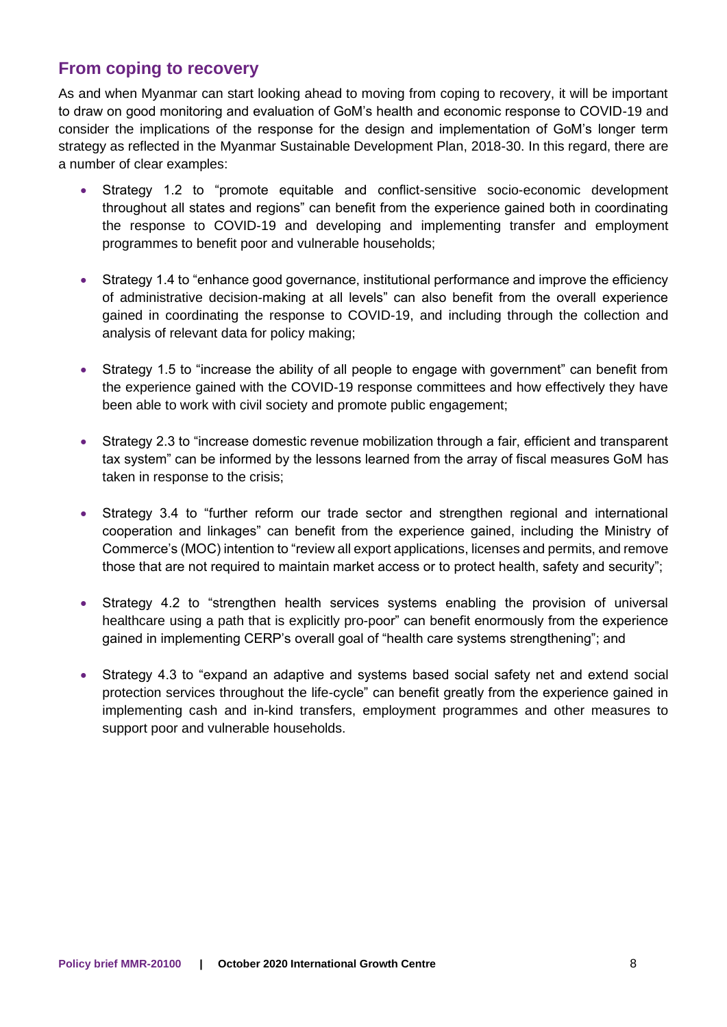## From coping to recovery

As and when Myanmar can start looking ahead to moving from coping to recovery, it will be important to draw on good monitoring and evaluation of GoM's health and economic response to COVID-19 and consider the implications of the response for the design and implementation of GoM's longer term strategy as reflected in the Myanmar Sustainable Development Plan, 2018-30. In this regard, there are a number of clear examples:

- Strategy 1.2 to "promote equitable and conflict-sensitive socio-economic development throughout all states and regions" can benefit from the experience gained both in coordinating the response to COVID-19 and developing and implementing transfer and employment programmes to benefit poor and vulnerable households;

- Strategy 1.4 to "enhance good governance, institutional performance and improve the efficiency of administrative decision-making at all levels" can also benefit from the overall experience gained in coordinating the response to COVID-19, and including through the collection and analysis of relevant data for policy making;

- Strategy 1.5 to "increase the ability of all people to engage with government" can benefit from the experience gained with the COVID-19 response committees and how effectively they have been able to work with civil society and promote public engagement;

- Strategy 2.3 to "increase domestic revenue mobilization through a fair, efficient and transparent tax system" can be informed by the lessons learned from the array of fiscal measures GoM has taken in response to the crisis;

- Strategy 3.4 to "further reform our trade sector and strengthen regional and international cooperation and linkages" can benefit from the experience gained, including the Ministry of Commerce's (MOC) intention to "review all export applications, licenses and permits, and remove those that are not required to maintain market access or to protect health, safety and security";

- Strategy 4.2 to "strengthen health services systems enabling the provision of universal healthcare using a path that is explicitly pro-poor" can benefit enormously from the experience gained in implementing CERP's overall goal of "health care systems strengthening"; and

- Strategy 4.3 to "expand an adaptive and systems based social safety net and extend social protection services throughout the life-cycle" can benefit greatly from the experience gained in implementing cash and in-kind transfers, employment programmes and other measures to support poor and vulnerable households.